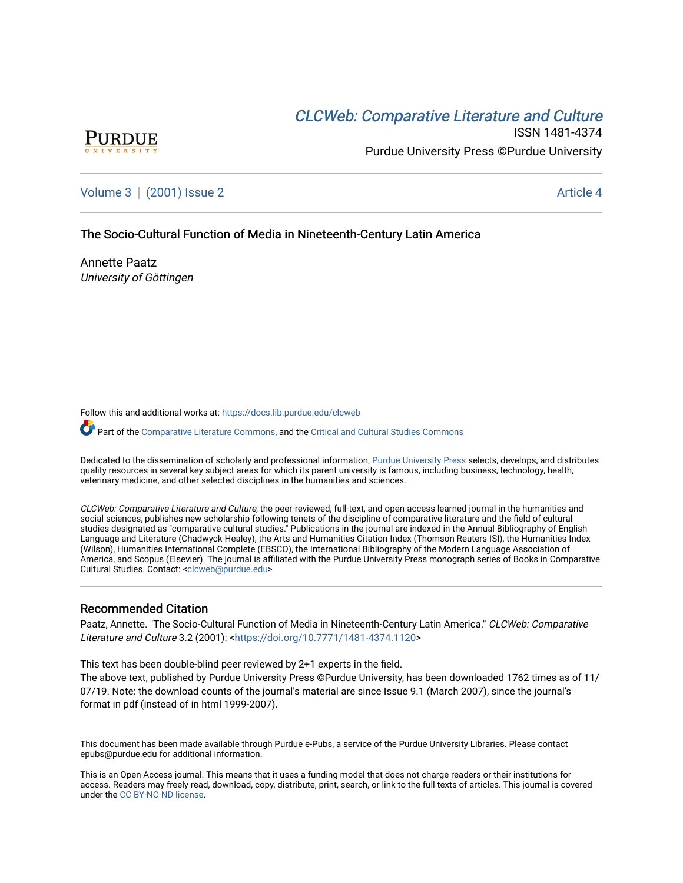PURDUE UNIVERSITY

[CLCWeb: Comparative Literature and Culture](https://docs.lib.purdue.edu/clcweb)

ISSN 1481-4374

Purdue University Press ©Purdue University

Volume 3 | (2001) Issue 2 | Article 4

# The Socio-Cultural Function of Media in Nineteenth-Century Latin America

Annette Paatz
*University of Göttingen*

Follow this and additional works at: https://docs.lib.purdue.edu/clcweb

Part of the Comparative Literature Commons, and the Critical and Cultural Studies Commons

Dedicated to the dissemination of scholarly and professional information, Purdue University Press selects, develops, and distributes quality resources in several key subject areas for which its parent university is famous, including business, technology, health, veterinary medicine, and other selected disciplines in the humanities and sciences.

*CLCWeb: Comparative Literature and Culture*, the peer-reviewed, full-text, and open-access learned journal in the humanities and social sciences, publishes new scholarship following tenets of the discipline of comparative literature and the field of cultural studies designated as "comparative cultural studies." Publications in the journal are indexed in the Annual Bibliography of English Language and Literature (Chadwyck-Healey), the Arts and Humanities Citation Index (Thomson Reuters ISI), the Humanities Index (Wilson), Humanities International Complete (EBSCO), the International Bibliography of the Modern Language Association of America, and Scopus (Elsevier). The journal is affiliated with the Purdue University Press monograph series of Books in Comparative Cultural Studies. Contact: <clcweb@purdue.edu>

## Recommended Citation

Paatz, Annette. "The Socio-Cultural Function of Media in Nineteenth-Century Latin America." *CLCWeb: Comparative Literature and Culture* 3.2 (2001): <https://doi.org/10.7771/1481-4374.1120>

This text has been double-blind peer reviewed by 2+1 experts in the field.
The above text, published by Purdue University Press ©Purdue University, has been downloaded 1762 times as of 11/07/19. Note: the download counts of the journal's material are since Issue 9.1 (March 2007), since the journal's format in pdf (instead of in html 1999-2007).

This document has been made available through Purdue e-Pubs, a service of the Purdue University Libraries. Please contact epubs@purdue.edu for additional information.

This is an Open Access journal. This means that it uses a funding model that does not charge readers or their institutions for access. Readers may freely read, download, copy, distribute, print, search, or link to the full texts of articles. This journal is covered under the CC BY-NC-ND license.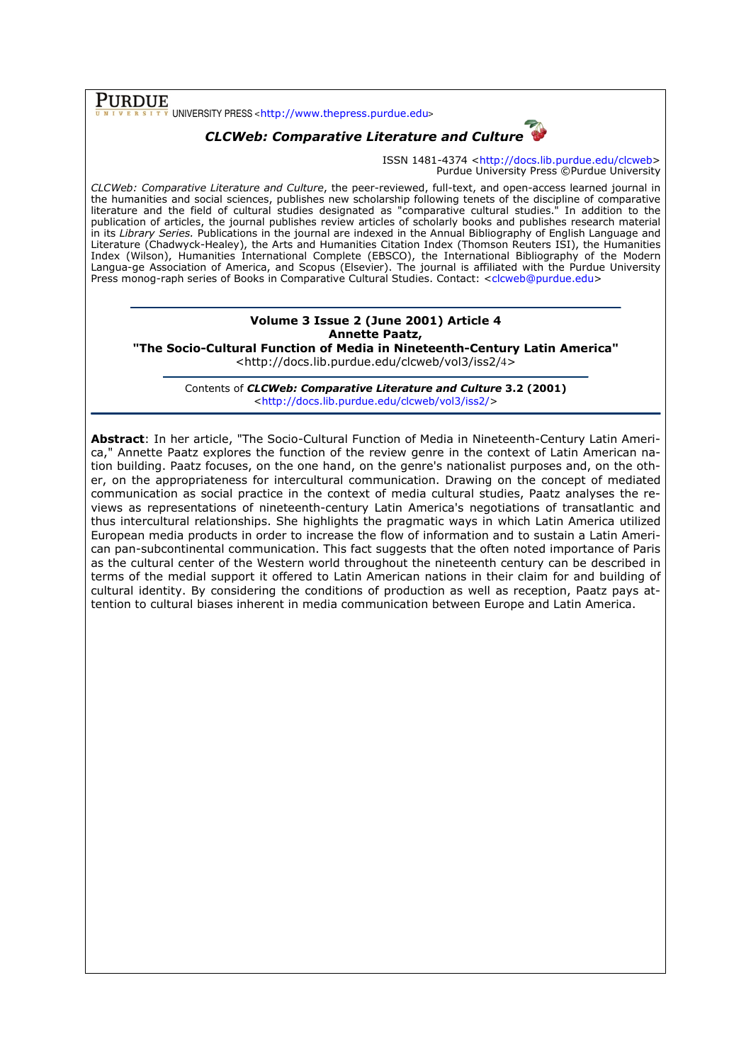**PURDUE** UNIVERSITY PRESS <http://www.thepress.purdue.edu>

***CLCWeb: Comparative Literature and Culture***

ISSN 1481-4374 <http://docs.lib.purdue.edu/clcweb>
Purdue University Press ©Purdue University

*CLCWeb: Comparative Literature and Culture*, the peer-reviewed, full-text, and open-access learned journal in the humanities and social sciences, publishes new scholarship following tenets of the discipline of comparative literature and the field of cultural studies designated as "comparative cultural studies." In addition to the publication of articles, the journal publishes review articles of scholarly books and publishes research material in its *Library Series.* Publications in the journal are indexed in the Annual Bibliography of English Language and Literature (Chadwyck-Healey), the Arts and Humanities Citation Index (Thomson Reuters ISI), the Humanities Index (Wilson), Humanities International Complete (EBSCO), the International Bibliography of the Modern Langua-ge Association of America, and Scopus (Elsevier). The journal is affiliated with the Purdue University Press monog-raph series of Books in Comparative Cultural Studies. Contact: <clcweb@purdue.edu>

**Volume 3 Issue 2 (June 2001) Article 4**
**Annette Paatz,**
**"The Socio-Cultural Function of Media in Nineteenth-Century Latin America"**
<http://docs.lib.purdue.edu/clcweb/vol3/iss2/4>

Contents of ***CLCWeb: Comparative Literature and Culture* 3.2 (2001)**
<http://docs.lib.purdue.edu/clcweb/vol3/iss2/>

**Abstract**: In her article, "The Socio-Cultural Function of Media in Nineteenth-Century Latin America," Annette Paatz explores the function of the review genre in the context of Latin American nation building. Paatz focuses, on the one hand, on the genre's nationalist purposes and, on the other, on the appropriateness for intercultural communication. Drawing on the concept of mediated communication as social practice in the context of media cultural studies, Paatz analyses the reviews as representations of nineteenth-century Latin America's negotiations of transatlantic and thus intercultural relationships. She highlights the pragmatic ways in which Latin America utilized European media products in order to increase the flow of information and to sustain a Latin American pan-subcontinental communication. This fact suggests that the often noted importance of Paris as the cultural center of the Western world throughout the nineteenth century can be described in terms of the medial support it offered to Latin American nations in their claim for and building of cultural identity. By considering the conditions of production as well as reception, Paatz pays attention to cultural biases inherent in media communication between Europe and Latin America.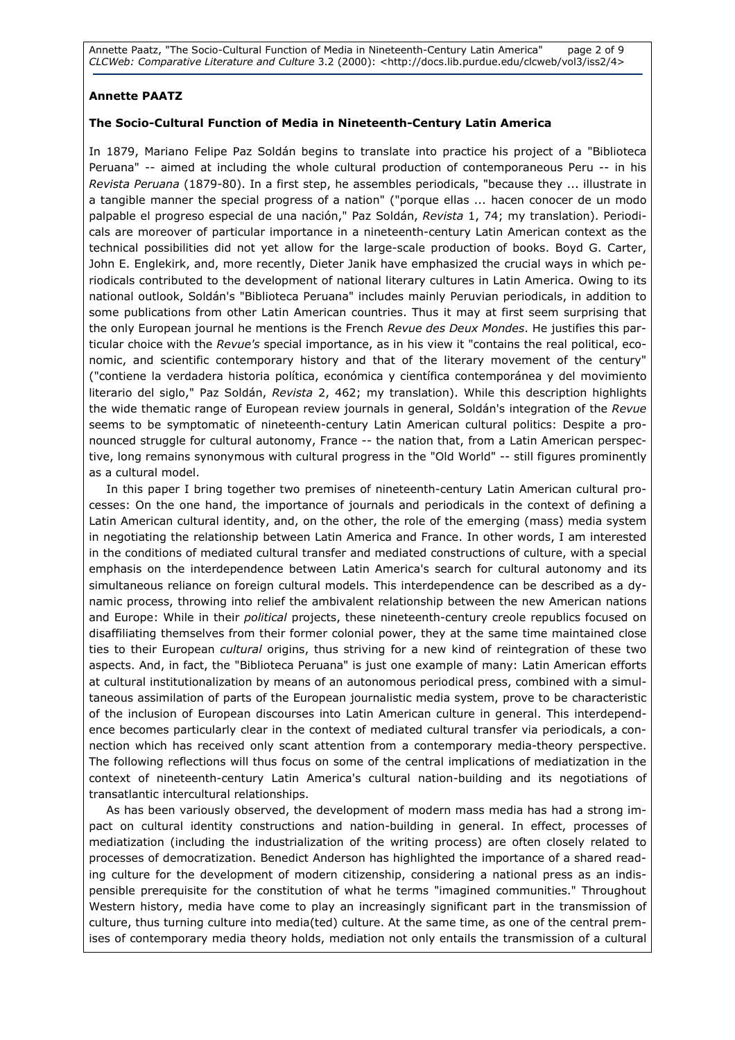**Annette PAATZ**

**The Socio-Cultural Function of Media in Nineteenth-Century Latin America**

In 1879, Mariano Felipe Paz Soldán begins to translate into practice his project of a "Biblioteca Peruana" -- aimed at including the whole cultural production of contemporaneous Peru -- in his *Revista Peruana* (1879-80). In a first step, he assembles periodicals, "because they ... illustrate in a tangible manner the special progress of a nation" ("porque ellas ... hacen conocer de un modo palpable el progreso especial de una nación," Paz Soldán, *Revista* 1, 74; my translation). Periodicals are moreover of particular importance in a nineteenth-century Latin American context as the technical possibilities did not yet allow for the large-scale production of books. Boyd G. Carter, John E. Englekirk, and, more recently, Dieter Janik have emphasized the crucial ways in which periodicals contributed to the development of national literary cultures in Latin America. Owing to its national outlook, Soldán's "Biblioteca Peruana" includes mainly Peruvian periodicals, in addition to some publications from other Latin American countries. Thus it may at first seem surprising that the only European journal he mentions is the French *Revue des Deux Mondes*. He justifies this particular choice with the *Revue's* special importance, as in his view it "contains the real political, economic, and scientific contemporary history and that of the literary movement of the century" ("contiene la verdadera historia política, económica y científica contemporánea y del movimiento literario del siglo," Paz Soldán, *Revista* 2, 462; my translation). While this description highlights the wide thematic range of European review journals in general, Soldán's integration of the *Revue* seems to be symptomatic of nineteenth-century Latin American cultural politics: Despite a pronounced struggle for cultural autonomy, France -- the nation that, from a Latin American perspective, long remains synonymous with cultural progress in the "Old World" -- still figures prominently as a cultural model.

In this paper I bring together two premises of nineteenth-century Latin American cultural processes: On the one hand, the importance of journals and periodicals in the context of defining a Latin American cultural identity, and, on the other, the role of the emerging (mass) media system in negotiating the relationship between Latin America and France. In other words, I am interested in the conditions of mediated cultural transfer and mediated constructions of culture, with a special emphasis on the interdependence between Latin America's search for cultural autonomy and its simultaneous reliance on foreign cultural models. This interdependence can be described as a dynamic process, throwing into relief the ambivalent relationship between the new American nations and Europe: While in their *political* projects, these nineteenth-century creole republics focused on disaffiliating themselves from their former colonial power, they at the same time maintained close ties to their European *cultural* origins, thus striving for a new kind of reintegration of these two aspects. And, in fact, the "Biblioteca Peruana" is just one example of many: Latin American efforts at cultural institutionalization by means of an autonomous periodical press, combined with a simultaneous assimilation of parts of the European journalistic media system, prove to be characteristic of the inclusion of European discourses into Latin American culture in general. This interdependence becomes particularly clear in the context of mediated cultural transfer via periodicals, a connection which has received only scant attention from a contemporary media-theory perspective. The following reflections will thus focus on some of the central implications of mediatization in the context of nineteenth-century Latin America's cultural nation-building and its negotiations of transatlantic intercultural relationships.

As has been variously observed, the development of modern mass media has had a strong impact on cultural identity constructions and nation-building in general. In effect, processes of mediatization (including the industrialization of the writing process) are often closely related to processes of democratization. Benedict Anderson has highlighted the importance of a shared reading culture for the development of modern citizenship, considering a national press as an indispensable prerequisite for the constitution of what he terms "imagined communities." Throughout Western history, media have come to play an increasingly significant part in the transmission of culture, thus turning culture into media(ted) culture. At the same time, as one of the central premises of contemporary media theory holds, mediation not only entails the transmission of a cultural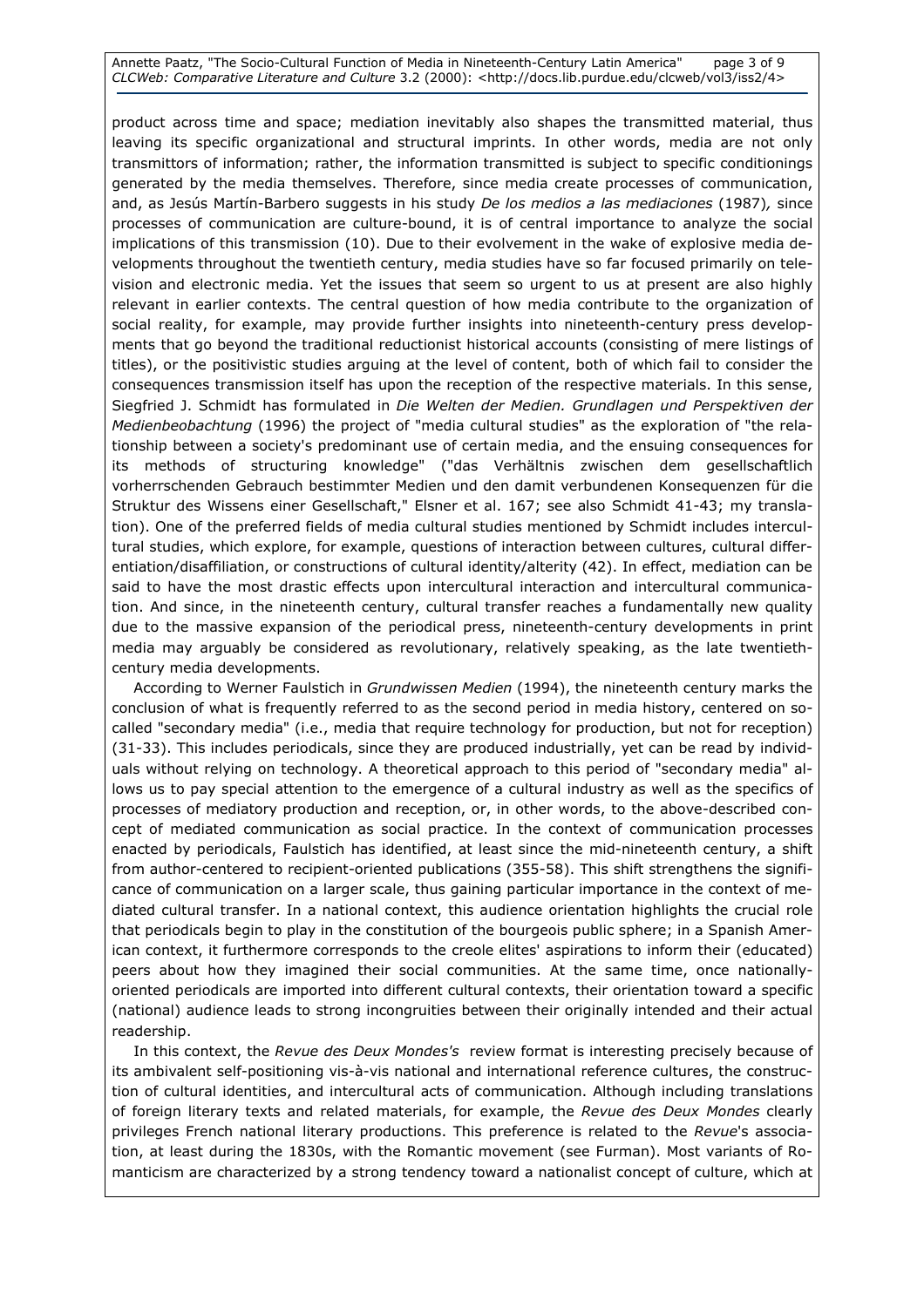product across time and space; mediation inevitably also shapes the transmitted material, thus leaving its specific organizational and structural imprints. In other words, media are not only transmittors of information; rather, the information transmitted is subject to specific conditionings generated by the media themselves. Therefore, since media create processes of communication, and, as Jesús Martín-Barbero suggests in his study *De los medios a las mediaciones* (1987), since processes of communication are culture-bound, it is of central importance to analyze the social implications of this transmission (10). Due to their evolvement in the wake of explosive media developments throughout the twentieth century, media studies have so far focused primarily on television and electronic media. Yet the issues that seem so urgent to us at present are also highly relevant in earlier contexts. The central question of how media contribute to the organization of social reality, for example, may provide further insights into nineteenth-century press developments that go beyond the traditional reductionist historical accounts (consisting of mere listings of titles), or the positivistic studies arguing at the level of content, both of which fail to consider the consequences transmission itself has upon the reception of the respective materials. In this sense, Siegfried J. Schmidt has formulated in *Die Welten der Medien. Grundlagen und Perspektiven der Medienbeobachtung* (1996) the project of "media cultural studies" as the exploration of "the relationship between a society's predominant use of certain media, and the ensuing consequences for its methods of structuring knowledge" ("das Verhältnis zwischen dem gesellschaftlich vorherrschenden Gebrauch bestimmter Medien und den damit verbundenen Konsequenzen für die Struktur des Wissens einer Gesellschaft," Elsner et al. 167; see also Schmidt 41-43; my translation). One of the preferred fields of media cultural studies mentioned by Schmidt includes intercultural studies, which explore, for example, questions of interaction between cultures, cultural differentiation/disaffiliation, or constructions of cultural identity/alterity (42). In effect, mediation can be said to have the most drastic effects upon intercultural interaction and intercultural communication. And since, in the nineteenth century, cultural transfer reaches a fundamentally new quality due to the massive expansion of the periodical press, nineteenth-century developments in print media may arguably be considered as revolutionary, relatively speaking, as the late twentieth-century media developments.

According to Werner Faulstich in *Grundwissen Medien* (1994), the nineteenth century marks the conclusion of what is frequently referred to as the second period in media history, centered on so-called "secondary media" (i.e., media that require technology for production, but not for reception) (31-33). This includes periodicals, since they are produced industrially, yet can be read by individuals without relying on technology. A theoretical approach to this period of "secondary media" allows us to pay special attention to the emergence of a cultural industry as well as the specifics of processes of mediatory production and reception, or, in other words, to the above-described concept of mediated communication as social practice. In the context of communication processes enacted by periodicals, Faulstich has identified, at least since the mid-nineteenth century, a shift from author-centered to recipient-oriented publications (355-58). This shift strengthens the significance of communication on a larger scale, thus gaining particular importance in the context of mediated cultural transfer. In a national context, this audience orientation highlights the crucial role that periodicals begin to play in the constitution of the bourgeois public sphere; in a Spanish American context, it furthermore corresponds to the creole elites' aspirations to inform their (educated) peers about how they imagined their social communities. At the same time, once nationally-oriented periodicals are imported into different cultural contexts, their orientation toward a specific (national) audience leads to strong incongruities between their originally intended and their actual readership.

In this context, the *Revue des Deux Mondes's* review format is interesting precisely because of its ambivalent self-positioning vis-à-vis national and international reference cultures, the construction of cultural identities, and intercultural acts of communication. Although including translations of foreign literary texts and related materials, for example, the *Revue des Deux Mondes* clearly privileges French national literary productions. This preference is related to the *Revue*'s association, at least during the 1830s, with the Romantic movement (see Furman). Most variants of Romanticism are characterized by a strong tendency toward a nationalist concept of culture, which at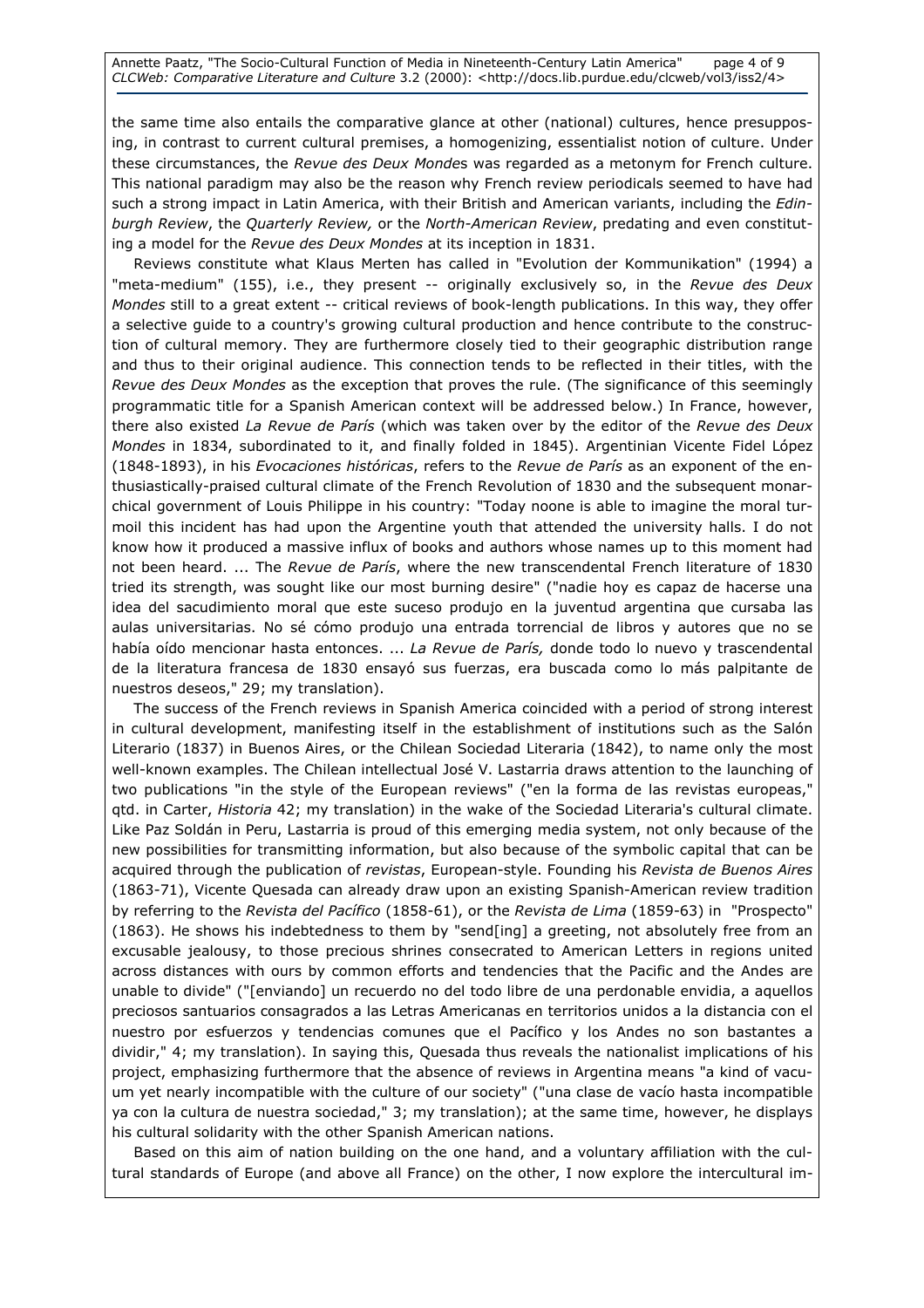the same time also entails the comparative glance at other (national) cultures, hence presupposing, in contrast to current cultural premises, a homogenizing, essentialist notion of culture. Under these circumstances, the *Revue des Deux Mondes* was regarded as a metonym for French culture. This national paradigm may also be the reason why French review periodicals seemed to have had such a strong impact in Latin America, with their British and American variants, including the *Edinburgh Review*, the *Quarterly Review,* or the *North-American Review*, predating and even constituting a model for the *Revue des Deux Mondes* at its inception in 1831.

Reviews constitute what Klaus Merten has called in "Evolution der Kommunikation" (1994) a "meta-medium" (155), i.e., they present -- originally exclusively so, in the *Revue des Deux Mondes* still to a great extent -- critical reviews of book-length publications. In this way, they offer a selective guide to a country's growing cultural production and hence contribute to the construction of cultural memory. They are furthermore closely tied to their geographic distribution range and thus to their original audience. This connection tends to be reflected in their titles, with the *Revue des Deux Mondes* as the exception that proves the rule. (The significance of this seemingly programmatic title for a Spanish American context will be addressed below.) In France, however, there also existed *La Revue de París* (which was taken over by the editor of the *Revue des Deux Mondes* in 1834, subordinated to it, and finally folded in 1845). Argentinian Vicente Fidel López (1848-1893), in his *Evocaciones históricas*, refers to the *Revue de París* as an exponent of the enthusiastically-praised cultural climate of the French Revolution of 1830 and the subsequent monarchical government of Louis Philippe in his country: "Today noone is able to imagine the moral turmoil this incident has had upon the Argentine youth that attended the university halls. I do not know how it produced a massive influx of books and authors whose names up to this moment had not been heard. ... The *Revue de París*, where the new transcendental French literature of 1830 tried its strength, was sought like our most burning desire" ("nadie hoy es capaz de hacerse una idea del sacudimiento moral que este suceso produjo en la juventud argentina que cursaba las aulas universitarias. No sé cómo produjo una entrada torrencial de libros y autores que no se había oído mencionar hasta entonces. ... *La Revue de París,* donde todo lo nuevo y trascendental de la literatura francesa de 1830 ensayó sus fuerzas, era buscada como lo más palpitante de nuestros deseos," 29; my translation).

The success of the French reviews in Spanish America coincided with a period of strong interest in cultural development, manifesting itself in the establishment of institutions such as the Salón Literario (1837) in Buenos Aires, or the Chilean Sociedad Literaria (1842), to name only the most well-known examples. The Chilean intellectual José V. Lastarria draws attention to the launching of two publications "in the style of the European reviews" ("en la forma de las revistas europeas," qtd. in Carter, *Historia* 42; my translation) in the wake of the Sociedad Literaria's cultural climate. Like Paz Soldán in Peru, Lastarria is proud of this emerging media system, not only because of the new possibilities for transmitting information, but also because of the symbolic capital that can be acquired through the publication of *revistas*, European-style. Founding his *Revista de Buenos Aires* (1863-71), Vicente Quesada can already draw upon an existing Spanish-American review tradition by referring to the *Revista del Pacífico* (1858-61), or the *Revista de Lima* (1859-63) in "Prospecto" (1863). He shows his indebtedness to them by "send[ing] a greeting, not absolutely free from an excusable jealousy, to those precious shrines consecrated to American Letters in regions united across distances with ours by common efforts and tendencies that the Pacific and the Andes are unable to divide" ("[enviando] un recuerdo no del todo libre de una perdonable envidia, a aquellos preciosos santuarios consagrados a las Letras Americanas en territorios unidos a la distancia con el nuestro por esfuerzos y tendencias comunes que el Pacífico y los Andes no son bastantes a dividir," 4; my translation). In saying this, Quesada thus reveals the nationalist implications of his project, emphasizing furthermore that the absence of reviews in Argentina means "a kind of vacuum yet nearly incompatible with the culture of our society" ("una clase de vacío hasta incompatible ya con la cultura de nuestra sociedad," 3; my translation); at the same time, however, he displays his cultural solidarity with the other Spanish American nations.

Based on this aim of nation building on the one hand, and a voluntary affiliation with the cultural standards of Europe (and above all France) on the other, I now explore the intercultural im-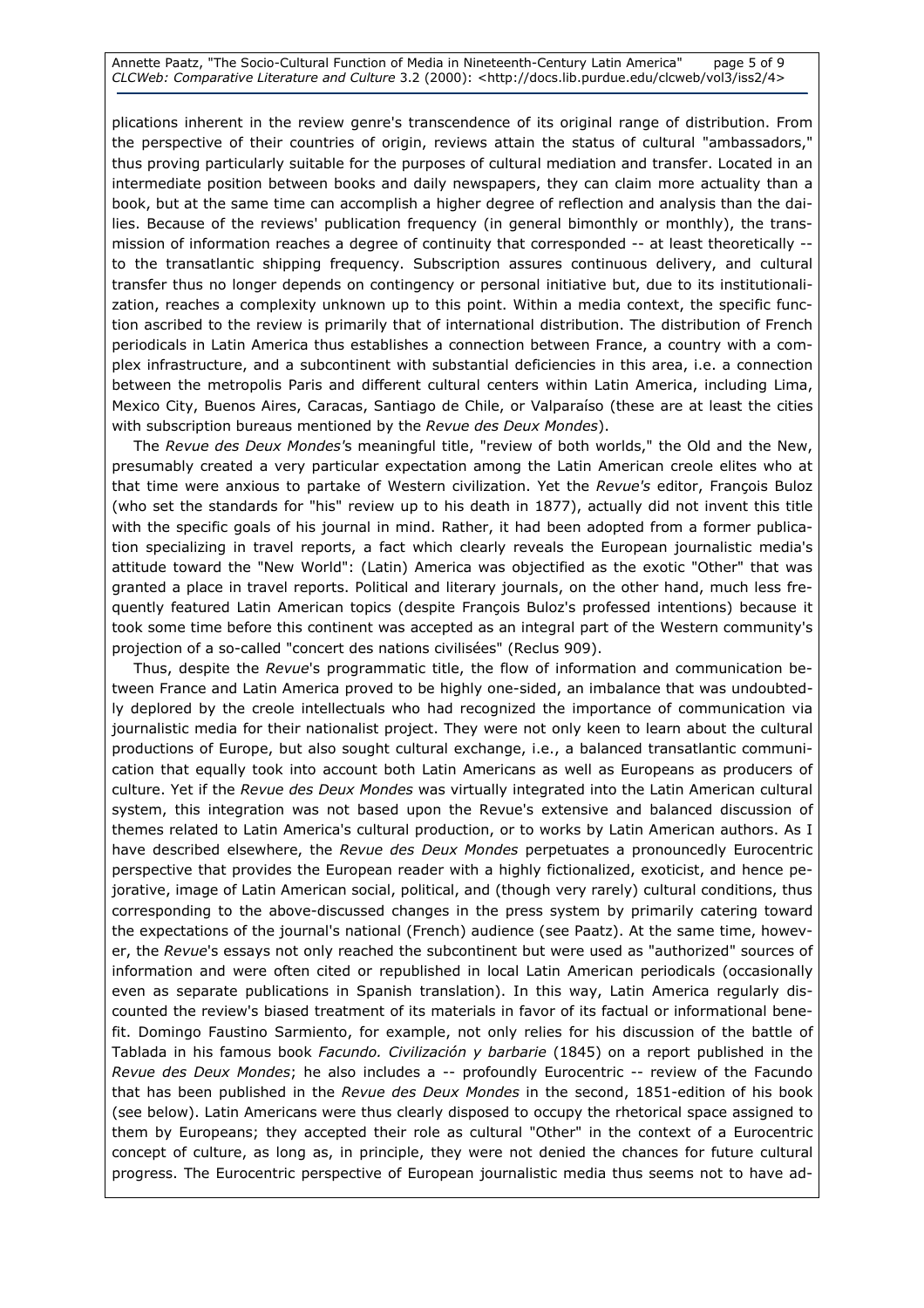plications inherent in the review genre's transcendence of its original range of distribution. From the perspective of their countries of origin, reviews attain the status of cultural "ambassadors," thus proving particularly suitable for the purposes of cultural mediation and transfer. Located in an intermediate position between books and daily newspapers, they can claim more actuality than a book, but at the same time can accomplish a higher degree of reflection and analysis than the dailies. Because of the reviews' publication frequency (in general bimonthly or monthly), the transmission of information reaches a degree of continuity that corresponded -- at least theoretically -- to the transatlantic shipping frequency. Subscription assures continuous delivery, and cultural transfer thus no longer depends on contingency or personal initiative but, due to its institutionalization, reaches a complexity unknown up to this point. Within a media context, the specific function ascribed to the review is primarily that of international distribution. The distribution of French periodicals in Latin America thus establishes a connection between France, a country with a complex infrastructure, and a subcontinent with substantial deficiencies in this area, i.e. a connection between the metropolis Paris and different cultural centers within Latin America, including Lima, Mexico City, Buenos Aires, Caracas, Santiago de Chile, or Valparaíso (these are at least the cities with subscription bureaus mentioned by the *Revue des Deux Mondes*).

The *Revue des Deux Mondes'*s meaningful title, "review of both worlds," the Old and the New, presumably created a very particular expectation among the Latin American creole elites who at that time were anxious to partake of Western civilization. Yet the *Revue's* editor, François Buloz (who set the standards for "his" review up to his death in 1877), actually did not invent this title with the specific goals of his journal in mind. Rather, it had been adopted from a former publication specializing in travel reports, a fact which clearly reveals the European journalistic media's attitude toward the "New World": (Latin) America was objectified as the exotic "Other" that was granted a place in travel reports. Political and literary journals, on the other hand, much less frequently featured Latin American topics (despite François Buloz's professed intentions) because it took some time before this continent was accepted as an integral part of the Western community's projection of a so-called "concert des nations civilisées" (Reclus 909).

Thus, despite the *Revue*'s programmatic title, the flow of information and communication between France and Latin America proved to be highly one-sided, an imbalance that was undoubtedly deplored by the creole intellectuals who had recognized the importance of communication via journalistic media for their nationalist project. They were not only keen to learn about the cultural productions of Europe, but also sought cultural exchange, i.e., a balanced transatlantic communication that equally took into account both Latin Americans as well as Europeans as producers of culture. Yet if the *Revue des Deux Mondes* was virtually integrated into the Latin American cultural system, this integration was not based upon the Revue's extensive and balanced discussion of themes related to Latin America's cultural production, or to works by Latin American authors. As I have described elsewhere, the *Revue des Deux Mondes* perpetuates a pronouncedly Eurocentric perspective that provides the European reader with a highly fictionalized, exoticist, and hence pejorative, image of Latin American social, political, and (though very rarely) cultural conditions, thus corresponding to the above-discussed changes in the press system by primarily catering toward the expectations of the journal's national (French) audience (see Paatz). At the same time, however, the *Revue*'s essays not only reached the subcontinent but were used as "authorized" sources of information and were often cited or republished in local Latin American periodicals (occasionally even as separate publications in Spanish translation). In this way, Latin America regularly discounted the review's biased treatment of its materials in favor of its factual or informational benefit. Domingo Faustino Sarmiento, for example, not only relies for his discussion of the battle of Tablada in his famous book *Facundo. Civilización y barbarie* (1845) on a report published in the *Revue des Deux Mondes*; he also includes a -- profoundly Eurocentric -- review of the Facundo that has been published in the *Revue des Deux Mondes* in the second, 1851-edition of his book (see below). Latin Americans were thus clearly disposed to occupy the rhetorical space assigned to them by Europeans; they accepted their role as cultural "Other" in the context of a Eurocentric concept of culture, as long as, in principle, they were not denied the chances for future cultural progress. The Eurocentric perspective of European journalistic media thus seems not to have ad-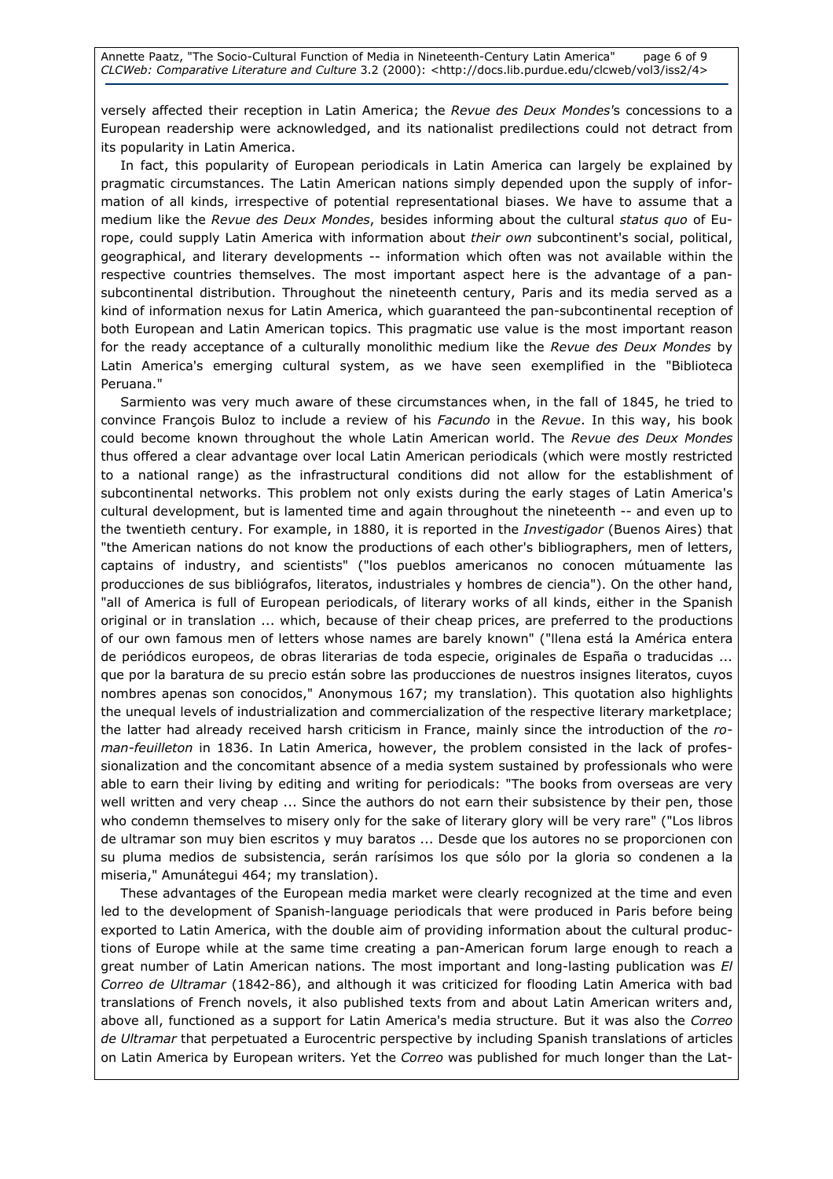versely affected their reception in Latin America; the *Revue des Deux Mondes*'s concessions to a European readership were acknowledged, and its nationalist predilections could not detract from its popularity in Latin America.

In fact, this popularity of European periodicals in Latin America can largely be explained by pragmatic circumstances. The Latin American nations simply depended upon the supply of information of all kinds, irrespective of potential representational biases. We have to assume that a medium like the *Revue des Deux Mondes*, besides informing about the cultural *status quo* of Europe, could supply Latin America with information about *their own* subcontinent's social, political, geographical, and literary developments -- information which often was not available within the respective countries themselves. The most important aspect here is the advantage of a pan-subcontinental distribution. Throughout the nineteenth century, Paris and its media served as a kind of information nexus for Latin America, which guaranteed the pan-subcontinental reception of both European and Latin American topics. This pragmatic use value is the most important reason for the ready acceptance of a culturally monolithic medium like the *Revue des Deux Mondes* by Latin America's emerging cultural system, as we have seen exemplified in the "Biblioteca Peruana."

Sarmiento was very much aware of these circumstances when, in the fall of 1845, he tried to convince François Buloz to include a review of his *Facundo* in the *Revue*. In this way, his book could become known throughout the whole Latin American world. The *Revue des Deux Mondes* thus offered a clear advantage over local Latin American periodicals (which were mostly restricted to a national range) as the infrastructural conditions did not allow for the establishment of subcontinental networks. This problem not only exists during the early stages of Latin America's cultural development, but is lamented time and again throughout the nineteenth -- and even up to the twentieth century. For example, in 1880, it is reported in the *Investigador* (Buenos Aires) that "the American nations do not know the productions of each other's bibliographers, men of letters, captains of industry, and scientists" ("los pueblos americanos no conocen mútuamente las producciones de sus bibliógrafos, literatos, industriales y hombres de ciencia"). On the other hand, "all of America is full of European periodicals, of literary works of all kinds, either in the Spanish original or in translation ... which, because of their cheap prices, are preferred to the productions of our own famous men of letters whose names are barely known" ("llena está la América entera de periódicos europeos, de obras literarias de toda especie, originales de España o traducidas ... que por la baratura de su precio están sobre las producciones de nuestros insignes literatos, cuyos nombres apenas son conocidos," Anonymous 167; my translation). This quotation also highlights the unequal levels of industrialization and commercialization of the respective literary marketplace; the latter had already received harsh criticism in France, mainly since the introduction of the *roman-feuilleton* in 1836. In Latin America, however, the problem consisted in the lack of professionalization and the concomitant absence of a media system sustained by professionals who were able to earn their living by editing and writing for periodicals: "The books from overseas are very well written and very cheap ... Since the authors do not earn their subsistence by their pen, those who condemn themselves to misery only for the sake of literary glory will be very rare" ("Los libros de ultramar son muy bien escritos y muy baratos ... Desde que los autores no se proporcionen con su pluma medios de subsistencia, serán rarísimos los que sólo por la gloria so condenen a la miseria," Amunátegui 464; my translation).

These advantages of the European media market were clearly recognized at the time and even led to the development of Spanish-language periodicals that were produced in Paris before being exported to Latin America, with the double aim of providing information about the cultural productions of Europe while at the same time creating a pan-American forum large enough to reach a great number of Latin American nations. The most important and long-lasting publication was *El Correo de Ultramar* (1842-86), and although it was criticized for flooding Latin America with bad translations of French novels, it also published texts from and about Latin American writers and, above all, functioned as a support for Latin America's media structure. But it was also the *Correo de Ultramar* that perpetuated a Eurocentric perspective by including Spanish translations of articles on Latin America by European writers. Yet the *Correo* was published for much longer than the Lat-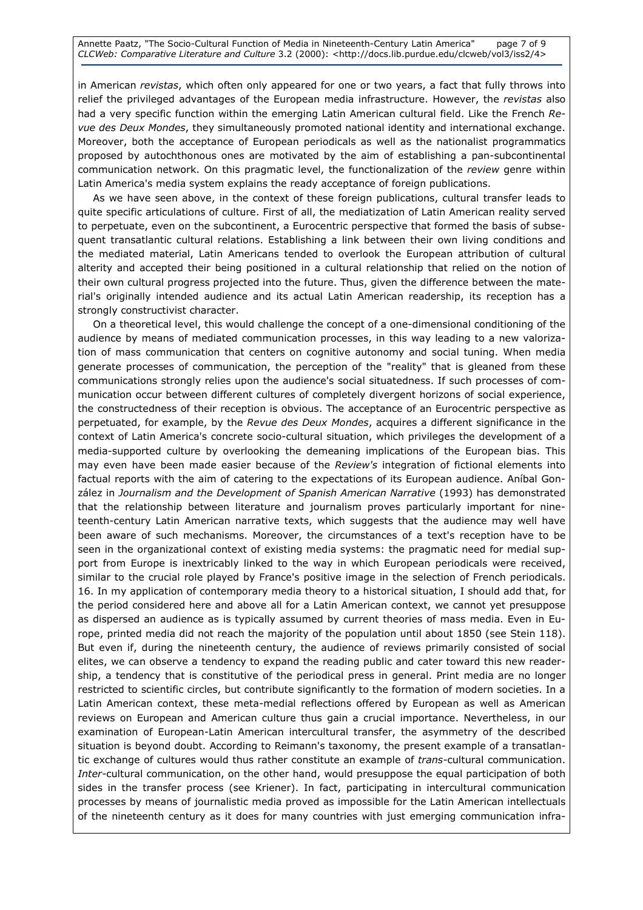in American *revistas*, which often only appeared for one or two years, a fact that fully throws into relief the privileged advantages of the European media infrastructure. However, the *revistas* also had a very specific function within the emerging Latin American cultural field. Like the French *Revue des Deux Mondes*, they simultaneously promoted national identity and international exchange. Moreover, both the acceptance of European periodicals as well as the nationalist programmatics proposed by autochthonous ones are motivated by the aim of establishing a pan-subcontinental communication network. On this pragmatic level, the functionalization of the *review* genre within Latin America's media system explains the ready acceptance of foreign publications.

As we have seen above, in the context of these foreign publications, cultural transfer leads to quite specific articulations of culture. First of all, the mediatization of Latin American reality served to perpetuate, even on the subcontinent, a Eurocentric perspective that formed the basis of subsequent transatlantic cultural relations. Establishing a link between their own living conditions and the mediated material, Latin Americans tended to overlook the European attribution of cultural alterity and accepted their being positioned in a cultural relationship that relied on the notion of their own cultural progress projected into the future. Thus, given the difference between the material's originally intended audience and its actual Latin American readership, its reception has a strongly constructivist character.

On a theoretical level, this would challenge the concept of a one-dimensional conditioning of the audience by means of mediated communication processes, in this way leading to a new valorization of mass communication that centers on cognitive autonomy and social tuning. When media generate processes of communication, the perception of the "reality" that is gleaned from these communications strongly relies upon the audience's social situatedness. If such processes of communication occur between different cultures of completely divergent horizons of social experience, the constructedness of their reception is obvious. The acceptance of an Eurocentric perspective as perpetuated, for example, by the *Revue des Deux Mondes*, acquires a different significance in the context of Latin America's concrete socio-cultural situation, which privileges the development of a media-supported culture by overlooking the demeaning implications of the European bias. This may even have been made easier because of the *Review's* integration of fictional elements into factual reports with the aim of catering to the expectations of its European audience. Aníbal González in *Journalism and the Development of Spanish American Narrative* (1993) has demonstrated that the relationship between literature and journalism proves particularly important for nineteenth-century Latin American narrative texts, which suggests that the audience may well have been aware of such mechanisms. Moreover, the circumstances of a text's reception have to be seen in the organizational context of existing media systems: the pragmatic need for medial support from Europe is inextricably linked to the way in which European periodicals were received, similar to the crucial role played by France's positive image in the selection of French periodicals.

16. In my application of contemporary media theory to a historical situation, I should add that, for the period considered here and above all for a Latin American context, we cannot yet presuppose as dispersed an audience as is typically assumed by current theories of mass media. Even in Europe, printed media did not reach the majority of the population until about 1850 (see Stein 118). But even if, during the nineteenth century, the audience of reviews primarily consisted of social elites, we can observe a tendency to expand the reading public and cater toward this new readership, a tendency that is constitutive of the periodical press in general. Print media are no longer restricted to scientific circles, but contribute significantly to the formation of modern societies. In a Latin American context, these meta-medial reflections offered by European as well as American reviews on European and American culture thus gain a crucial importance. Nevertheless, in our examination of European-Latin American intercultural transfer, the asymmetry of the described situation is beyond doubt. According to Reimann's taxonomy, the present example of a transatlantic exchange of cultures would thus rather constitute an example of *trans*-cultural communication. *Inter*-cultural communication, on the other hand, would presuppose the equal participation of both sides in the transfer process (see Kriener). In fact, participating in intercultural communication processes by means of journalistic media proved as impossible for the Latin American intellectuals of the nineteenth century as it does for many countries with just emerging communication infra-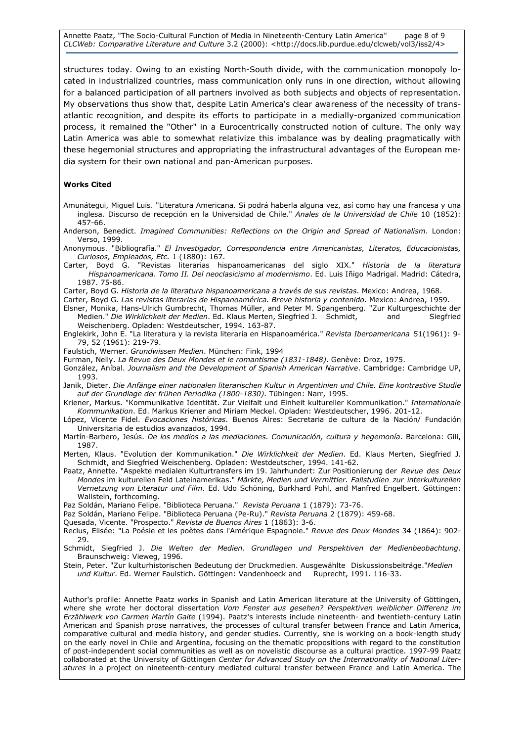structures today. Owing to an existing North-South divide, with the communication monopoly located in industrialized countries, mass communication only runs in one direction, without allowing for a balanced participation of all partners involved as both subjects and objects of representation. My observations thus show that, despite Latin America's clear awareness of the necessity of trans-atlantic recognition, and despite its efforts to participate in a medially-organized communication process, it remained the "Other" in a Eurocentrically constructed notion of culture. The only way Latin America was able to somewhat relativize this imbalance was by dealing pragmatically with these hegemonial structures and appropriating the infrastructural advantages of the European media system for their own national and pan-American purposes.

**Works Cited**

Amunátegui, Miguel Luis. "Literatura Americana. Si podrá haberla alguna vez, así como hay una francesa y una inglesa. Discurso de recepción en la Universidad de Chile." *Anales de la Universidad de Chile* 10 (1852): 457-66.

Anderson, Benedict. *Imagined Communities: Reflections on the Origin and Spread of Nationalism*. London: Verso, 1999.

Anonymous. "Bibliografía." *El Investigador, Correspondencia entre Americanistas, Literatos, Educacionistas, Curiosos, Empleados, Etc.* 1 (1880): 167.

Carter, Boyd G. "Revistas literarias hispanoamericanas del siglo XIX." *Historia de la literatura Hispanoamericana*. *Tomo II. Del neoclasicismo al modernismo*. Ed. Luis Iñigo Madrigal. Madrid: Cátedra, 1987. 75-86.

Carter, Boyd G. *Historia de la literatura hispanoamericana a través de sus revistas*. Mexico: Andrea, 1968.

Carter, Boyd G. *Las revistas literarias de Hispanoamérica. Breve historia y contenido*. Mexico: Andrea, 1959.

Elsner, Monika, Hans-Ulrich Gumbrecht, Thomas Müller, and Peter M. Spangenberg. "Zur Kulturgeschichte der Medien." *Die Wirklichkeit der Medien*. Ed. Klaus Merten, Siegfried J. Schmidt, and Siegfried Weischenberg. Opladen: Westdeutscher, 1994. 163-87.

Englekirk, John E. "La literatura y la revista literaria en Hispanoamérica." *Revista Iberoamericana* 51(1961): 9-79, 52 (1961): 219-79.

Faulstich, Werner. *Grundwissen Medien*. München: Fink, 1994

Furman, Nelly. *La Revue des Deux Mondes et le romantisme (1831-1848)*. Genève: Droz, 1975.

González, Aníbal. *Journalism and the Development of Spanish American Narrative*. Cambridge: Cambridge UP, 1993.

Janik, Dieter. *Die Anfänge einer nationalen literarischen Kultur in Argentinien und Chile. Eine kontrastive Studie auf der Grundlage der frühen Periodika (1800-1830)*. Tübingen: Narr, 1995.

Kriener, Markus. "Kommunikative Identität. Zur Vielfalt und Einheit kultureller Kommunikation." *Internationale Kommunikation*. Ed. Markus Kriener and Miriam Meckel. Opladen: Westdeutscher, 1996. 201-12.

López, Vicente Fidel. *Evocaciones históricas*. Buenos Aires: Secretaria de cultura de la Nación/ Fundación Universitaria de estudios avanzados, 1994.

Martín-Barbero, Jesús. *De los medios a las mediaciones. Comunicación, cultura y hegemonía*. Barcelona: Gili, 1987.

Merten, Klaus. "Evolution der Kommunikation." *Die Wirklichkeit der Medien*. Ed. Klaus Merten, Siegfried J. Schmidt, and Siegfried Weischenberg. Opladen: Westdeutscher, 1994. 141-62.

Paatz, Annette. "Aspekte medialen Kulturtransfers im 19. Jahrhundert: Zur Positionierung der *Revue des Deux Mondes* im kulturellen Feld Lateinamerikas." *Märkte, Medien und Vermittler. Fallstudien zur interkulturellen Vernetzung von Literatur und Film*. Ed. Udo Schöning, Burkhard Pohl, and Manfred Engelbert. Göttingen: Wallstein, forthcoming.

Paz Soldán, Mariano Felipe. "Biblioteca Peruana." *Revista Peruana* 1 (1879): 73-76.

Paz Soldán, Mariano Felipe. "Biblioteca Peruana (Pe-Ru)." *Revista Peruana* 2 (1879): 459-68.

Quesada, Vicente. "Prospecto." *Revista de Buenos Aires* 1 (1863): 3-6.

Reclus, Elisée: "La Poésie et les poètes dans l'Amérique Espagnole." *Revue des Deux Mondes* 34 (1864): 902-29.

Schmidt, Siegfried J. *Die Welten der Medien. Grundlagen und Perspektiven der Medienbeobachtung*. Braunschweig: Vieweg, 1996.

Stein, Peter. "Zur kulturhistorischen Bedeutung der Druckmedien. Ausgewählte Diskussionsbeiträge."*Medien und Kultur*. Ed. Werner Faulstich. Göttingen: Vandenhoeck and Ruprecht, 1991. 116-33.

Author's profile: Annette Paatz works in Spanish and Latin American literature at the University of Göttingen, where she wrote her doctoral dissertation *Vom Fenster aus gesehen? Perspektiven weiblicher Differenz im Erzählwerk von Carmen Martín Gaite* (1994). Paatz's interests include nineteenth- and twentieth-century Latin American and Spanish prose narratives, the processes of cultural transfer between France and Latin America, comparative cultural and media history, and gender studies. Currently, she is working on a book-length study on the early novel in Chile and Argentina, focusing on the thematic propositions with regard to the constitution of post-independent social communities as well as on novelistic discourse as a cultural practice. 1997-99 Paatz collaborated at the University of Göttingen *Center for Advanced Study on the Internationality of National Literatures* in a project on nineteenth-century mediated cultural transfer between France and Latin America. The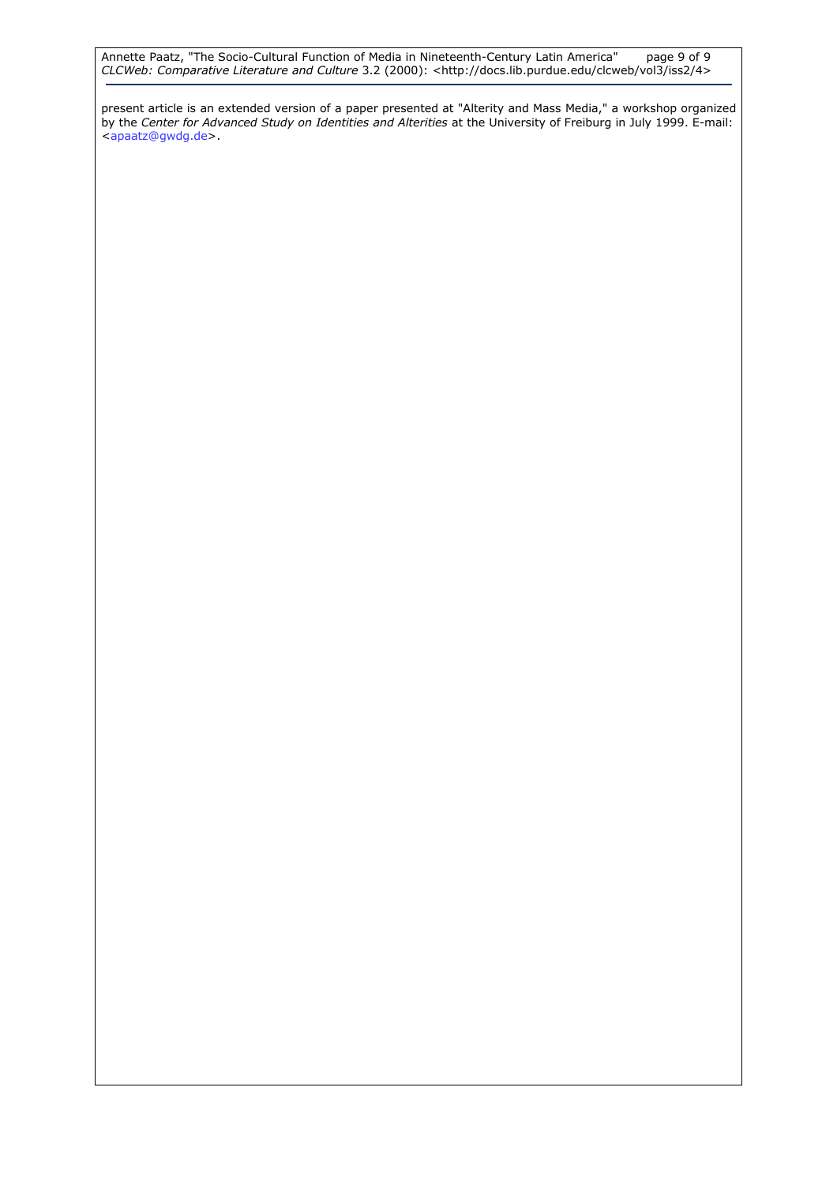present article is an extended version of a paper presented at "Alterity and Mass Media," a workshop organized by the *Center for Advanced Study on Identities and Alterities* at the University of Freiburg in July 1999. E-mail: <apaatz@gwdg.de>.